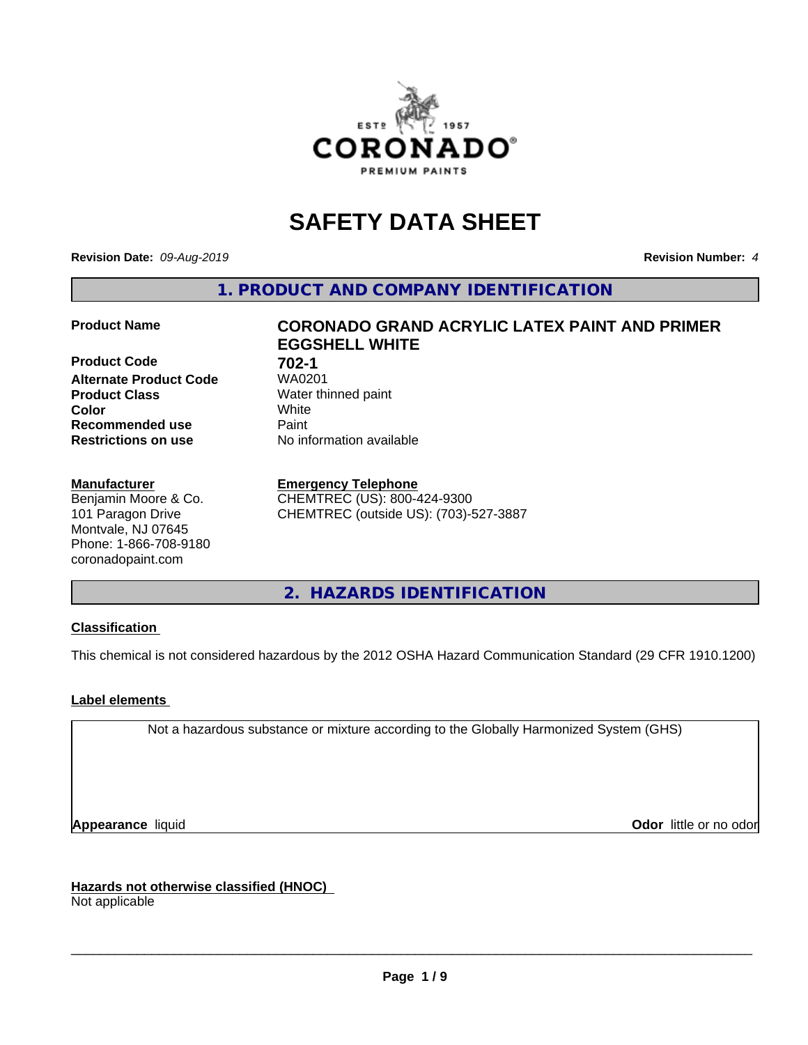# SAFETY DATA SHEET

**Revision Date:** *09-Aug-2019*

**Revision Number:** *4*

## 1. PRODUCT AND COMPANY IDENTIFICATION

| | |
|---|---|
| **Product Name** | **CORONADO GRAND ACRYLIC LATEX PAINT AND PRIMER EGGSHELL WHITE** |
| **Product Code** | **702-1** |
| **Alternate Product Code** | WA0201 |
| **Product Class** | Water thinned paint |
| **Color** | White |
| **Recommended use** | Paint |
| **Restrictions on use** | No information available |

**Manufacturer**
Benjamin Moore & Co.
101 Paragon Drive
Montvale, NJ 07645
Phone: 1-866-708-9180
coronadopaint.com

**Emergency Telephone**
CHEMTREC (US): 800-424-9300
CHEMTREC (outside US): (703)-527-3887

## 2. HAZARDS IDENTIFICATION

**Classification**

This chemical is not considered hazardous by the 2012 OSHA Hazard Communication Standard (29 CFR 1910.1200)

**Label elements**

Not a hazardous substance or mixture according to the Globally Harmonized System (GHS)

**Appearance** liquid

**Odor** little or no odor

**Hazards not otherwise classified (HNOC)**
Not applicable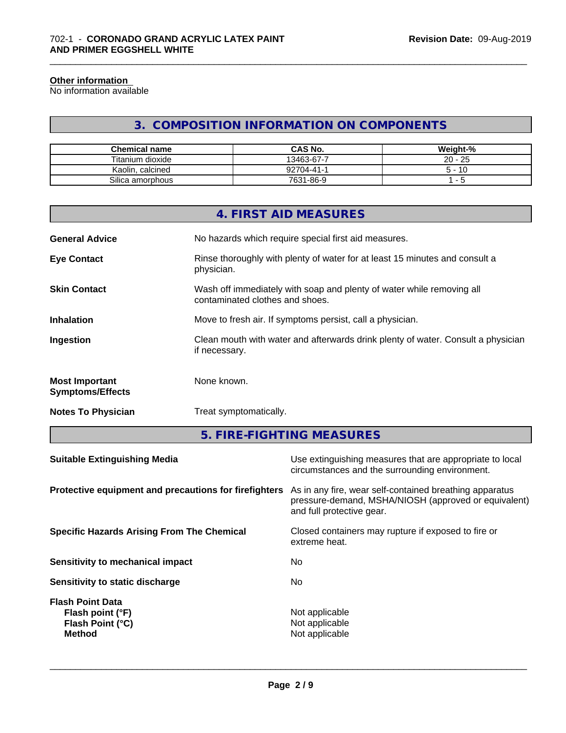**Other information**
No information available

## 3. COMPOSITION INFORMATION ON COMPONENTS

| Chemical name | CAS No. | Weight-% |
|---|---|---|
| Titanium dioxide | 13463-67-7 | 20 - 25 |
| Kaolin, calcined | 92704-41-1 | 5 - 10 |
| Silica amorphous | 7631-86-9 | 1 - 5 |

## 4. FIRST AID MEASURES

**General Advice**
No hazards which require special first aid measures.

**Eye Contact**
Rinse thoroughly with plenty of water for at least 15 minutes and consult a physician.

**Skin Contact**
Wash off immediately with soap and plenty of water while removing all contaminated clothes and shoes.

**Inhalation**
Move to fresh air. If symptoms persist, call a physician.

**Ingestion**
Clean mouth with water and afterwards drink plenty of water. Consult a physician if necessary.

**Most Important Symptoms/Effects**
None known.

**Notes To Physician**
Treat symptomatically.

## 5. FIRE-FIGHTING MEASURES

**Suitable Extinguishing Media**
Use extinguishing measures that are appropriate to local circumstances and the surrounding environment.

**Protective equipment and precautions for firefighters**
As in any fire, wear self-contained breathing apparatus pressure-demand, MSHA/NIOSH (approved or equivalent) and full protective gear.

**Specific Hazards Arising From The Chemical**
Closed containers may rupture if exposed to fire or extreme heat.

**Sensitivity to mechanical impact**
No

**Sensitivity to static discharge**
No

**Flash Point Data**
- **Flash point (°F)**: Not applicable
- **Flash Point (°C)**: Not applicable
- **Method**: Not applicable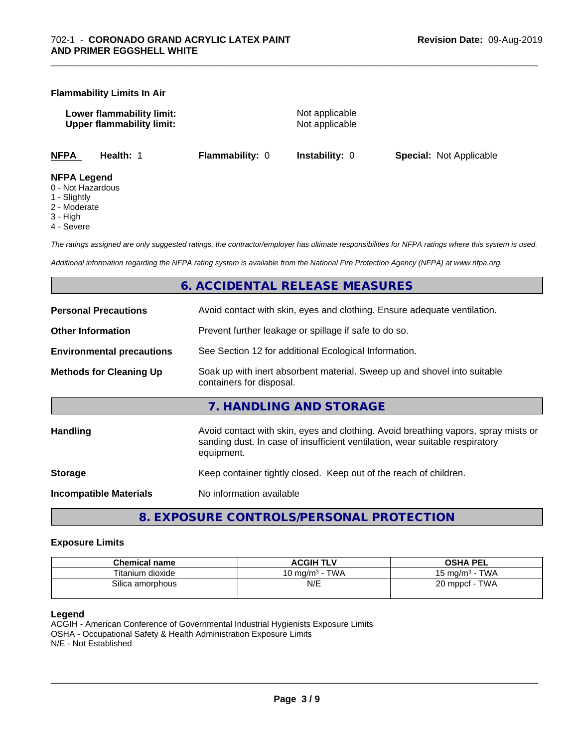**Flammability Limits In Air**

**Lower flammability limit:** Not applicable
**Upper flammability limit:** Not applicable

| **NFPA** | **Health:** 1 | **Flammability:** 0 | **Instability:** 0 | **Special:** Not Applicable |
|---|---|---|---|---|

**NFPA Legend**
0 - Not Hazardous
1 - Slightly
2 - Moderate
3 - High
4 - Severe

*The ratings assigned are only suggested ratings, the contractor/employer has ultimate responsibilities for NFPA ratings where this system is used.*

*Additional information regarding the NFPA rating system is available from the National Fire Protection Agency (NFPA) at www.nfpa.org.*

## 6. ACCIDENTAL RELEASE MEASURES

**Personal Precautions** — Avoid contact with skin, eyes and clothing. Ensure adequate ventilation.

**Other Information** — Prevent further leakage or spillage if safe to do so.

**Environmental precautions** — See Section 12 for additional Ecological Information.

**Methods for Cleaning Up** — Soak up with inert absorbent material. Sweep up and shovel into suitable containers for disposal.

## 7. HANDLING AND STORAGE

**Handling** — Avoid contact with skin, eyes and clothing. Avoid breathing vapors, spray mists or sanding dust. In case of insufficient ventilation, wear suitable respiratory equipment.

**Storage** — Keep container tightly closed. Keep out of the reach of children.

**Incompatible Materials** — No information available

## 8. EXPOSURE CONTROLS/PERSONAL PROTECTION

**Exposure Limits**

| Chemical name | ACGIH TLV | OSHA PEL |
|---|---|---|
| Titanium dioxide | 10 mg/m³ - TWA | 15 mg/m³ - TWA |
| Silica amorphous | N/E | 20 mppcf - TWA |

**Legend**
ACGIH - American Conference of Governmental Industrial Hygienists Exposure Limits
OSHA - Occupational Safety & Health Administration Exposure Limits
N/E - Not Established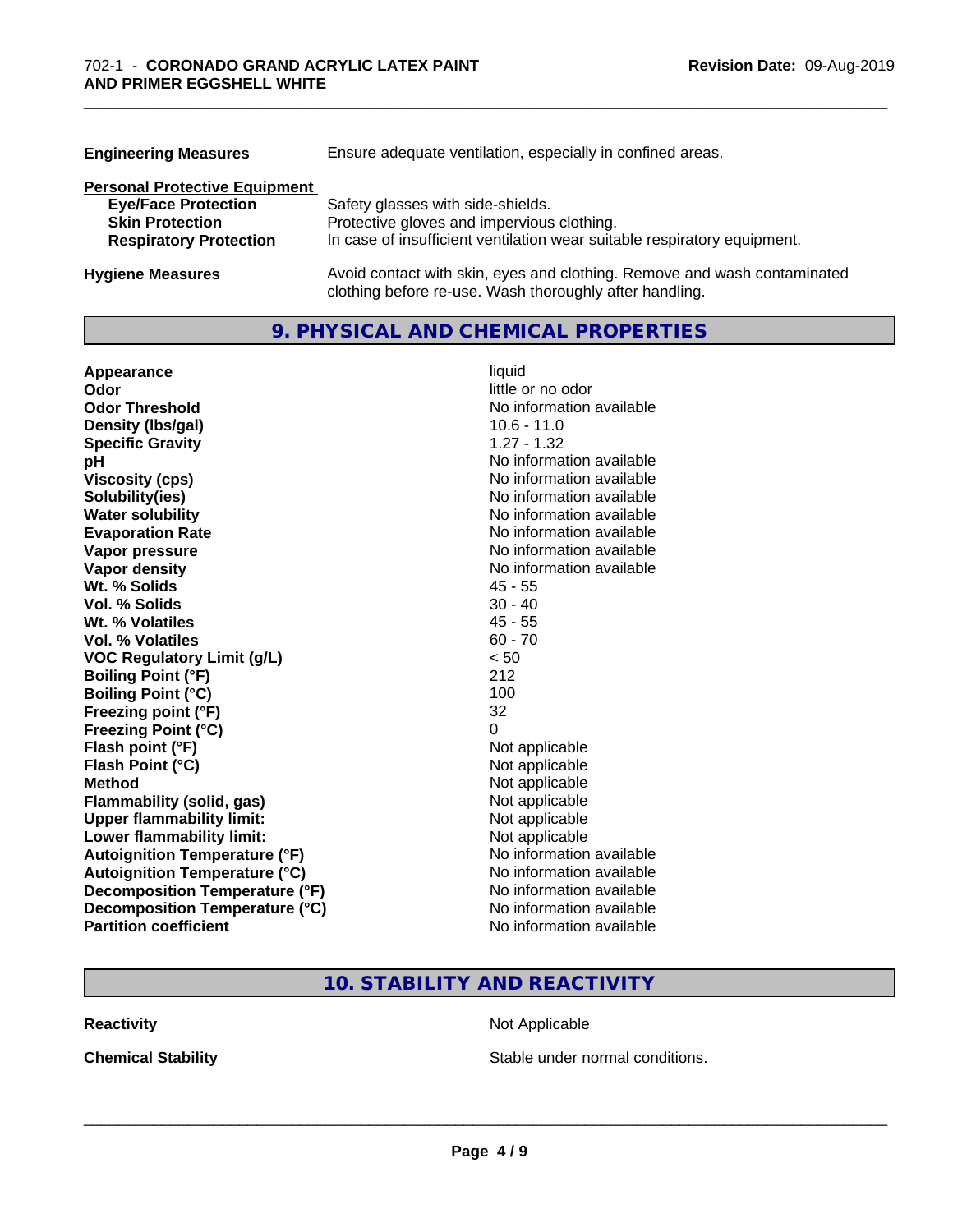| | |
|---|---|
| **Engineering Measures** | Ensure adequate ventilation, especially in confined areas. |

**Personal Protective Equipment**

| | |
|---|---|
| **Eye/Face Protection** | Safety glasses with side-shields. |
| **Skin Protection** | Protective gloves and impervious clothing. |
| **Respiratory Protection** | In case of insufficient ventilation wear suitable respiratory equipment. |
| **Hygiene Measures** | Avoid contact with skin, eyes and clothing. Remove and wash contaminated clothing before re-use. Wash thoroughly after handling. |

## 9. PHYSICAL AND CHEMICAL PROPERTIES

| | |
|---|---|
| **Appearance** | liquid |
| **Odor** | little or no odor |
| **Odor Threshold** | No information available |
| **Density (lbs/gal)** | 10.6 - 11.0 |
| **Specific Gravity** | 1.27 - 1.32 |
| **pH** | No information available |
| **Viscosity (cps)** | No information available |
| **Solubility(ies)** | No information available |
| **Water solubility** | No information available |
| **Evaporation Rate** | No information available |
| **Vapor pressure** | No information available |
| **Vapor density** | No information available |
| **Wt. % Solids** | 45 - 55 |
| **Vol. % Solids** | 30 - 40 |
| **Wt. % Volatiles** | 45 - 55 |
| **Vol. % Volatiles** | 60 - 70 |
| **VOC Regulatory Limit (g/L)** | < 50 |
| **Boiling Point (°F)** | 212 |
| **Boiling Point (°C)** | 100 |
| **Freezing point (°F)** | 32 |
| **Freezing Point (°C)** | 0 |
| **Flash point (°F)** | Not applicable |
| **Flash Point (°C)** | Not applicable |
| **Method** | Not applicable |
| **Flammability (solid, gas)** | Not applicable |
| **Upper flammability limit:** | Not applicable |
| **Lower flammability limit:** | Not applicable |
| **Autoignition Temperature (°F)** | No information available |
| **Autoignition Temperature (°C)** | No information available |
| **Decomposition Temperature (°F)** | No information available |
| **Decomposition Temperature (°C)** | No information available |
| **Partition coefficient** | No information available |

## 10. STABILITY AND REACTIVITY

| | |
|---|---|
| **Reactivity** | Not Applicable |
| **Chemical Stability** | Stable under normal conditions. |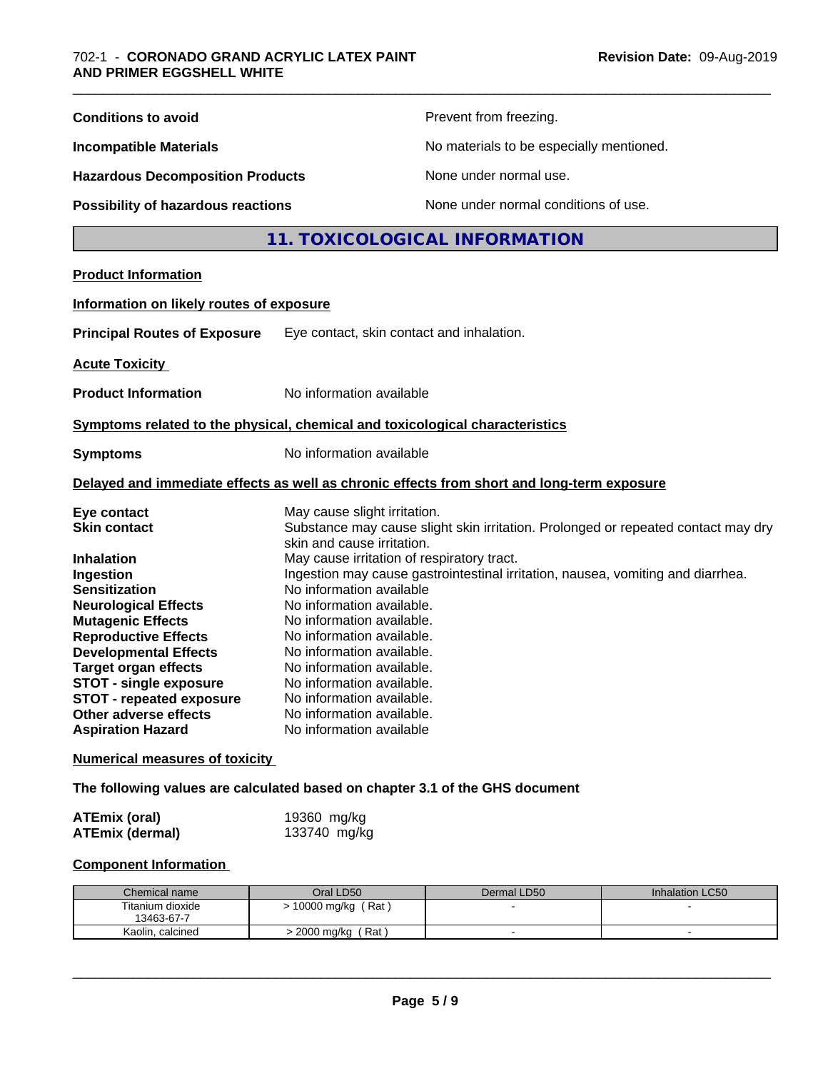**Conditions to avoid** Prevent from freezing.

**Incompatible Materials** No materials to be especially mentioned.

**Hazardous Decomposition Products** None under normal use.

**Possibility of hazardous reactions** None under normal conditions of use.

## 11. TOXICOLOGICAL INFORMATION

**Product Information**

**Information on likely routes of exposure**

**Principal Routes of Exposure** Eye contact, skin contact and inhalation.

**Acute Toxicity**

**Product Information** No information available

**Symptoms related to the physical, chemical and toxicological characteristics**

**Symptoms** No information available

**Delayed and immediate effects as well as chronic effects from short and long-term exposure**

**Eye contact** May cause slight irritation.
**Skin contact** Substance may cause slight skin irritation. Prolonged or repeated contact may dry skin and cause irritation.
**Inhalation** May cause irritation of respiratory tract.
**Ingestion** Ingestion may cause gastrointestinal irritation, nausea, vomiting and diarrhea.
**Sensitization** No information available
**Neurological Effects** No information available.
**Mutagenic Effects** No information available.
**Reproductive Effects** No information available.
**Developmental Effects** No information available.
**Target organ effects** No information available.
**STOT - single exposure** No information available.
**STOT - repeated exposure** No information available.
**Other adverse effects** No information available.
**Aspiration Hazard** No information available

**Numerical measures of toxicity**

**The following values are calculated based on chapter 3.1 of the GHS document**

**ATEmix (oral)** 19360 mg/kg
**ATEmix (dermal)** 133740 mg/kg

**Component Information**

| Chemical name | Oral LD50 | Dermal LD50 | Inhalation LC50 |
|---|---|---|---|
| Titanium dioxide 13463-67-7 | > 10000 mg/kg ( Rat ) | - | - |
| Kaolin, calcined | > 2000 mg/kg ( Rat ) | - | - |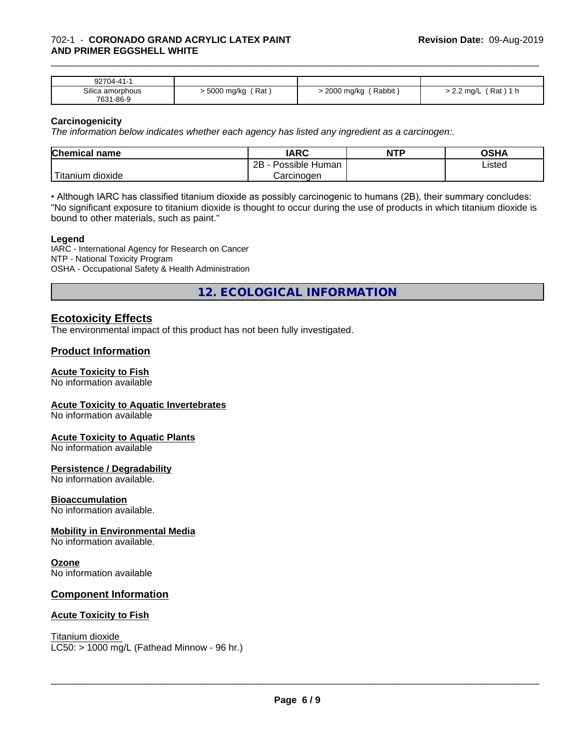| 92704-41-1 | | | |
|---|---|---|---|
| Silica amorphous<br>7631-86-9 | > 5000 mg/kg ( Rat ) | > 2000 mg/kg ( Rabbit ) | > 2.2 mg/L ( Rat ) 1 h |

**Carcinogenicity**

*The information below indicates whether each agency has listed any ingredient as a carcinogen:.*

| Chemical name | IARC | NTP | OSHA |
|---|---|---|---|
| Titanium dioxide | 2B - Possible Human Carcinogen | | Listed |

• Although IARC has classified titanium dioxide as possibly carcinogenic to humans (2B), their summary concludes: "No significant exposure to titanium dioxide is thought to occur during the use of products in which titanium dioxide is bound to other materials, such as paint."

**Legend**

IARC - International Agency for Research on Cancer
NTP - National Toxicity Program
OSHA - Occupational Safety & Health Administration

## 12. ECOLOGICAL INFORMATION

### Ecotoxicity Effects

The environmental impact of this product has not been fully investigated.

### Product Information

**Acute Toxicity to Fish**

No information available

**Acute Toxicity to Aquatic Invertebrates**

No information available

**Acute Toxicity to Aquatic Plants**

No information available

**Persistence / Degradability**

No information available.

**Bioaccumulation**

No information available.

**Mobility in Environmental Media**

No information available.

**Ozone**

No information available

### Component Information

**Acute Toxicity to Fish**

Titanium dioxide
LC50: > 1000 mg/L (Fathead Minnow - 96 hr.)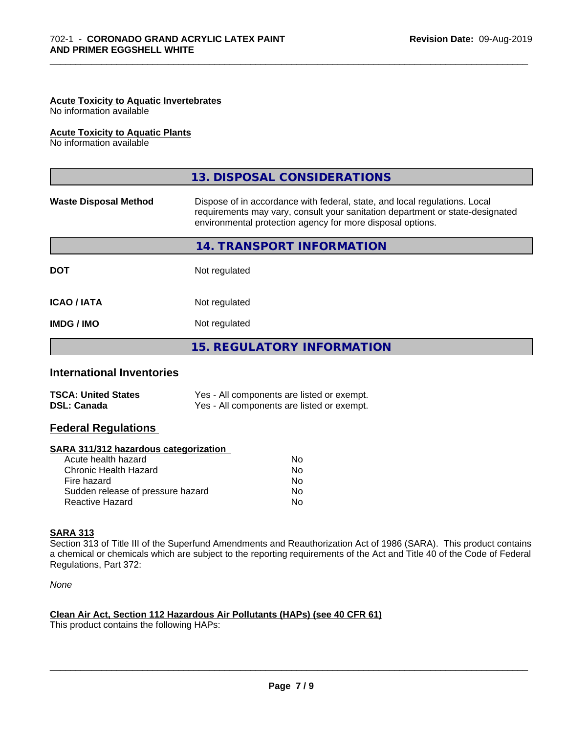#### Acute Toxicity to Aquatic Invertebrates
No information available

#### Acute Toxicity to Aquatic Plants
No information available

## 13. DISPOSAL CONSIDERATIONS

| | |
|---|---|
| **Waste Disposal Method** | Dispose of in accordance with federal, state, and local regulations. Local requirements may vary, consult your sanitation department or state-designated environmental protection agency for more disposal options. |

## 14. TRANSPORT INFORMATION

| | |
|---|---|
| **DOT** | Not regulated |
| **ICAO / IATA** | Not regulated |
| **IMDG / IMO** | Not regulated |

## 15. REGULATORY INFORMATION

### International Inventories

| | |
|---|---|
| **TSCA: United States** | Yes - All components are listed or exempt. |
| **DSL: Canada** | Yes - All components are listed or exempt. |

### Federal Regulations

#### SARA 311/312 hazardous categorization

| | |
|---|---|
| Acute health hazard | No |
| Chronic Health Hazard | No |
| Fire hazard | No |
| Sudden release of pressure hazard | No |
| Reactive Hazard | No |

#### SARA 313
Section 313 of Title III of the Superfund Amendments and Reauthorization Act of 1986 (SARA). This product contains a chemical or chemicals which are subject to the reporting requirements of the Act and Title 40 of the Code of Federal Regulations, Part 372:

*None*

#### Clean Air Act, Section 112 Hazardous Air Pollutants (HAPs) (see 40 CFR 61)
This product contains the following HAPs: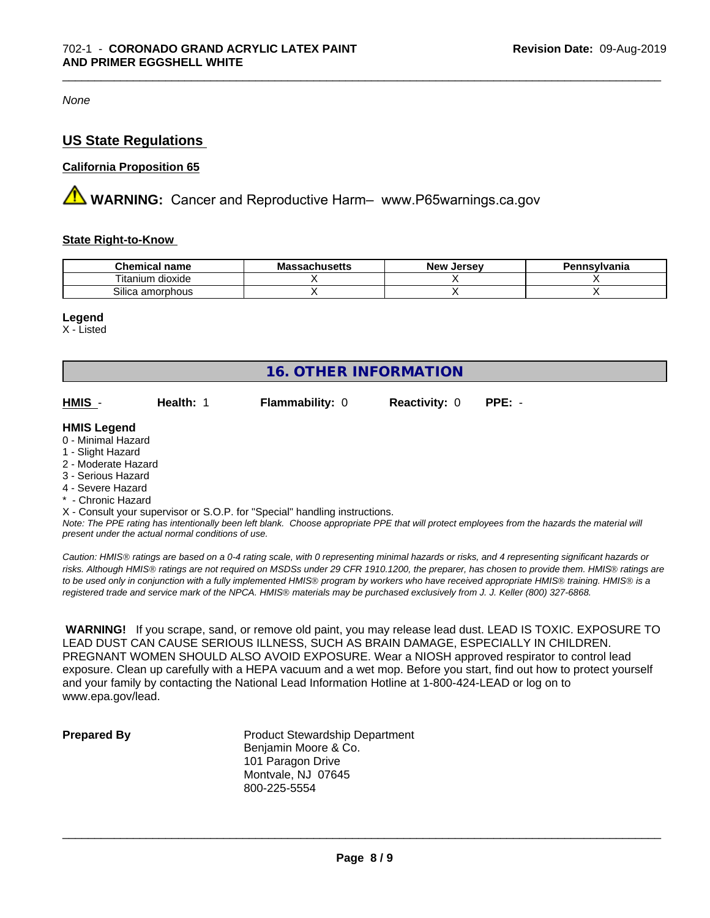*None*

## US State Regulations

### California Proposition 65

⚠ **WARNING:** Cancer and Reproductive Harm– www.P65warnings.ca.gov

### State Right-to-Know

| Chemical name | Massachusetts | New Jersey | Pennsylvania |
|---|---|---|---|
| Titanium dioxide | X | X | X |
| Silica amorphous | X | X | X |

**Legend**
X - Listed

## 16. OTHER INFORMATION

| **HMIS** - | **Health:** 1 | **Flammability:** 0 | **Reactivity:** 0 | **PPE:** - |
|---|---|---|---|---|

**HMIS Legend**
0 - Minimal Hazard
1 - Slight Hazard
2 - Moderate Hazard
3 - Serious Hazard
4 - Severe Hazard
* - Chronic Hazard
X - Consult your supervisor or S.O.P. for "Special" handling instructions.

*Note: The PPE rating has intentionally been left blank. Choose appropriate PPE that will protect employees from the hazards the material will present under the actual normal conditions of use.*

*Caution: HMIS® ratings are based on a 0-4 rating scale, with 0 representing minimal hazards or risks, and 4 representing significant hazards or risks. Although HMIS® ratings are not required on MSDSs under 29 CFR 1910.1200, the preparer, has chosen to provide them. HMIS® ratings are to be used only in conjunction with a fully implemented HMIS® program by workers who have received appropriate HMIS® training. HMIS® is a registered trade and service mark of the NPCA. HMIS® materials may be purchased exclusively from J. J. Keller (800) 327-6868.*

**WARNING!** If you scrape, sand, or remove old paint, you may release lead dust. LEAD IS TOXIC. EXPOSURE TO LEAD DUST CAN CAUSE SERIOUS ILLNESS, SUCH AS BRAIN DAMAGE, ESPECIALLY IN CHILDREN. PREGNANT WOMEN SHOULD ALSO AVOID EXPOSURE. Wear a NIOSH approved respirator to control lead exposure. Clean up carefully with a HEPA vacuum and a wet mop. Before you start, find out how to protect yourself and your family by contacting the National Lead Information Hotline at 1-800-424-LEAD or log on to www.epa.gov/lead.

**Prepared By**

Product Stewardship Department
Benjamin Moore & Co.
101 Paragon Drive
Montvale, NJ 07645
800-225-5554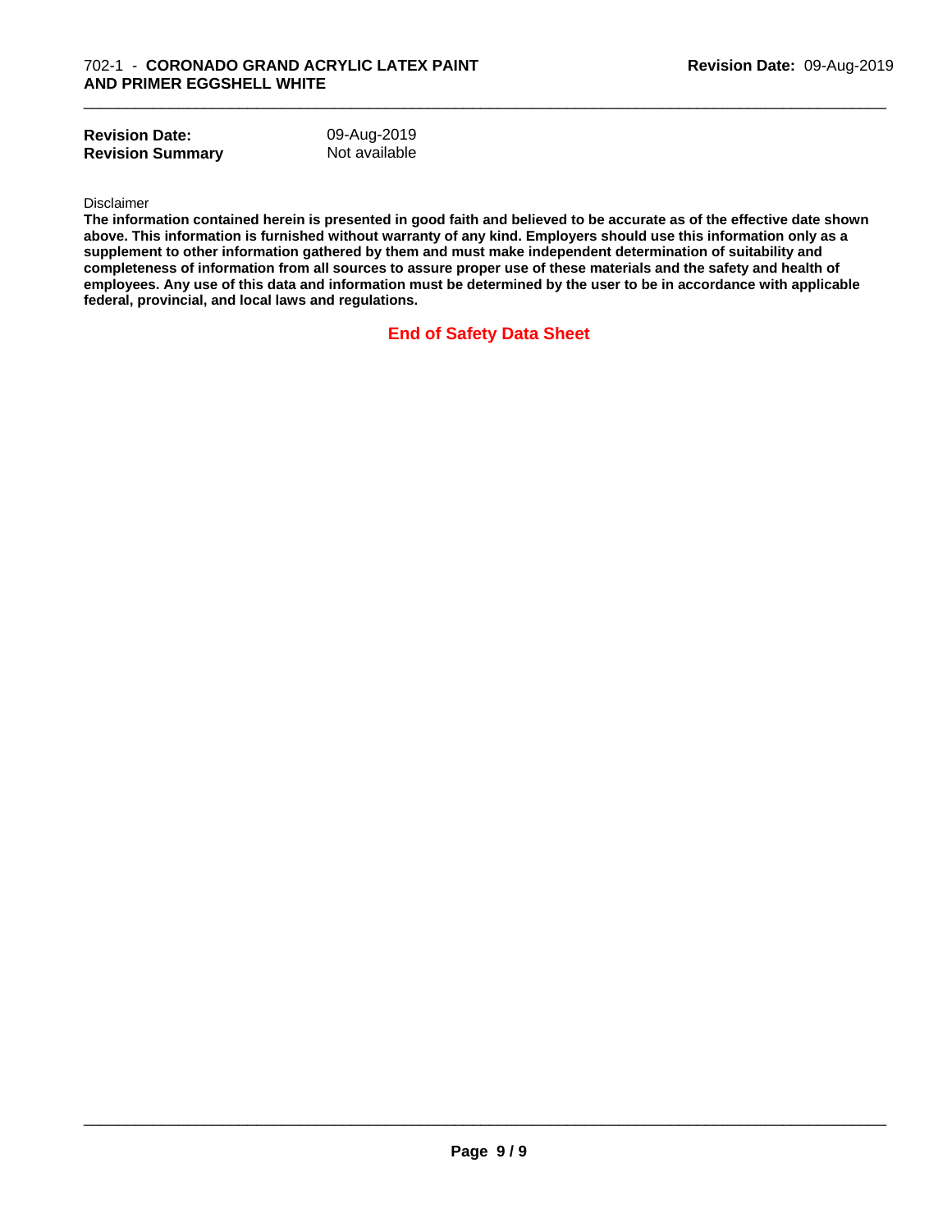| | |
|---|---|
| **Revision Date:** | 09-Aug-2019 |
| **Revision Summary** | Not available |

Disclaimer

**The information contained herein is presented in good faith and believed to be accurate as of the effective date shown above. This information is furnished without warranty of any kind. Employers should use this information only as a supplement to other information gathered by them and must make independent determination of suitability and completeness of information from all sources to assure proper use of these materials and the safety and health of employees. Any use of this data and information must be determined by the user to be in accordance with applicable federal, provincial, and local laws and regulations.**

**End of Safety Data Sheet**